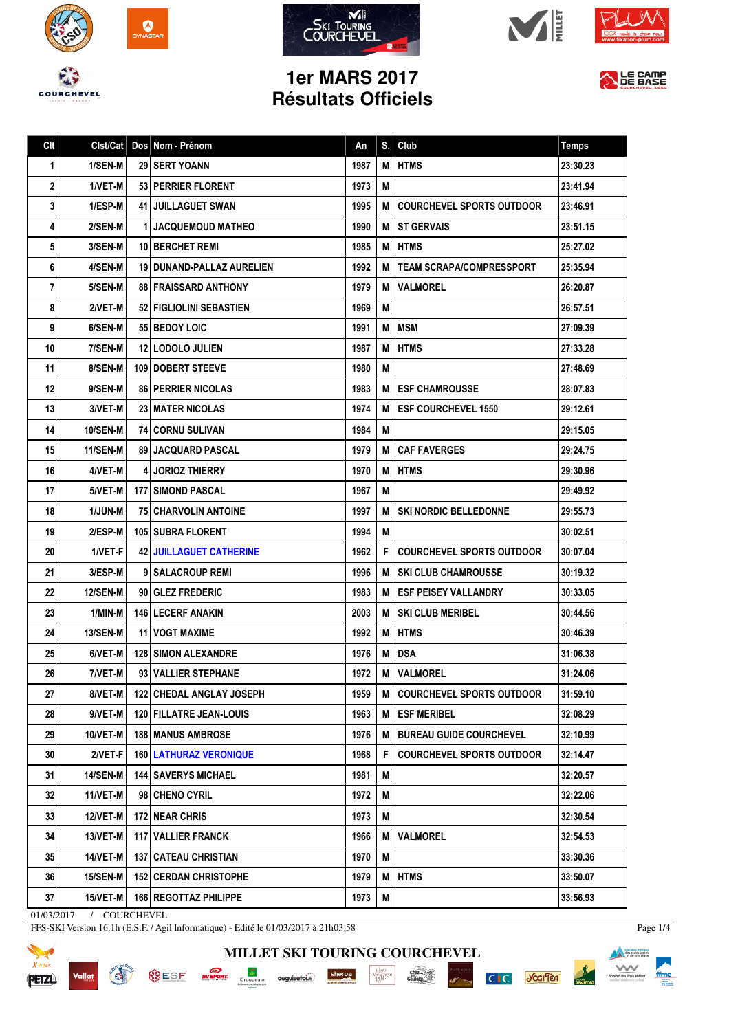# 1er MARS 2017
# Résultats Officiels

| Clt | Clst/Cat | Dos | Nom - Prénom | An | S. | Club | Temps |
|---|---|---|---|---|---|---|---|
| 1 | 1/SEN-M | 29 | SERT YOANN | 1987 | M | HTMS | 23:30.23 |
| 2 | 1/VET-M | 53 | PERRIER FLORENT | 1973 | M | | 23:41.94 |
| 3 | 1/ESP-M | 41 | JUILLAGUET SWAN | 1995 | M | COURCHEVEL SPORTS OUTDOOR | 23:46.91 |
| 4 | 2/SEN-M | 1 | JACQUEMOUD MATHEO | 1990 | M | ST GERVAIS | 23:51.15 |
| 5 | 3/SEN-M | 10 | BERCHET REMI | 1985 | M | HTMS | 25:27.02 |
| 6 | 4/SEN-M | 19 | DUNAND-PALLAZ AURELIEN | 1992 | M | TEAM SCRAPA/COMPRESSPORT | 25:35.94 |
| 7 | 5/SEN-M | 88 | FRAISSARD ANTHONY | 1979 | M | VALMOREL | 26:20.87 |
| 8 | 2/VET-M | 52 | FIGLIOLINI SEBASTIEN | 1969 | M | | 26:57.51 |
| 9 | 6/SEN-M | 55 | BEDOY LOIC | 1991 | M | MSM | 27:09.39 |
| 10 | 7/SEN-M | 12 | LODOLO JULIEN | 1987 | M | HTMS | 27:33.28 |
| 11 | 8/SEN-M | 109 | DOBERT STEEVE | 1980 | M | | 27:48.69 |
| 12 | 9/SEN-M | 86 | PERRIER NICOLAS | 1983 | M | ESF CHAMROUSSE | 28:07.83 |
| 13 | 3/VET-M | 23 | MATER NICOLAS | 1974 | M | ESF COURCHEVEL 1550 | 29:12.61 |
| 14 | 10/SEN-M | 74 | CORNU SULIVAN | 1984 | M | | 29:15.05 |
| 15 | 11/SEN-M | 89 | JACQUARD PASCAL | 1979 | M | CAF FAVERGES | 29:24.75 |
| 16 | 4/VET-M | 4 | JORIOZ THIERRY | 1970 | M | HTMS | 29:30.96 |
| 17 | 5/VET-M | 177 | SIMOND PASCAL | 1967 | M | | 29:49.92 |
| 18 | 1/JUN-M | 75 | CHARVOLIN ANTOINE | 1997 | M | SKI NORDIC BELLEDONNE | 29:55.73 |
| 19 | 2/ESP-M | 105 | SUBRA FLORENT | 1994 | M | | 30:02.51 |
| 20 | 1/VET-F | 42 | JUILLAGUET CATHERINE | 1962 | F | COURCHEVEL SPORTS OUTDOOR | 30:07.04 |
| 21 | 3/ESP-M | 9 | SALACROUP REMI | 1996 | M | SKI CLUB CHAMROUSSE | 30:19.32 |
| 22 | 12/SEN-M | 90 | GLEZ FREDERIC | 1983 | M | ESF PEISEY VALLANDRY | 30:33.05 |
| 23 | 1/MIN-M | 146 | LECERF ANAKIN | 2003 | M | SKI CLUB MERIBEL | 30:44.56 |
| 24 | 13/SEN-M | 11 | VOGT MAXIME | 1992 | M | HTMS | 30:46.39 |
| 25 | 6/VET-M | 128 | SIMON ALEXANDRE | 1976 | M | DSA | 31:06.38 |
| 26 | 7/VET-M | 93 | VALLIER STEPHANE | 1972 | M | VALMOREL | 31:24.06 |
| 27 | 8/VET-M | 122 | CHEDAL ANGLAY JOSEPH | 1959 | M | COURCHEVEL SPORTS OUTDOOR | 31:59.10 |
| 28 | 9/VET-M | 120 | FILLATRE JEAN-LOUIS | 1963 | M | ESF MERIBEL | 32:08.29 |
| 29 | 10/VET-M | 188 | MANUS AMBROSE | 1976 | M | BUREAU GUIDE COURCHEVEL | 32:10.99 |
| 30 | 2/VET-F | 160 | LATHURAZ VERONIQUE | 1968 | F | COURCHEVEL SPORTS OUTDOOR | 32:14.47 |
| 31 | 14/SEN-M | 144 | SAVERYS MICHAEL | 1981 | M | | 32:20.57 |
| 32 | 11/VET-M | 98 | CHENO CYRIL | 1972 | M | | 32:22.06 |
| 33 | 12/VET-M | 172 | NEAR CHRIS | 1973 | M | | 32:30.54 |
| 34 | 13/VET-M | 117 | VALLIER FRANCK | 1966 | M | VALMOREL | 32:54.53 |
| 35 | 14/VET-M | 137 | CATEAU CHRISTIAN | 1970 | M | | 33:30.36 |
| 36 | 15/SEN-M | 152 | CERDAN CHRISTOPHE | 1979 | M | HTMS | 33:50.07 |
| 37 | 15/VET-M | 166 | REGOTTAZ PHILIPPE | 1973 | M | | 33:56.93 |

01/03/2017 / COURCHEVEL

FFS-SKI Version 16.1h (E.S.F. / Agil Informatique) - Edité le 01/03/2017 à 21h03:58

MILLET SKI TOURING COURCHEVEL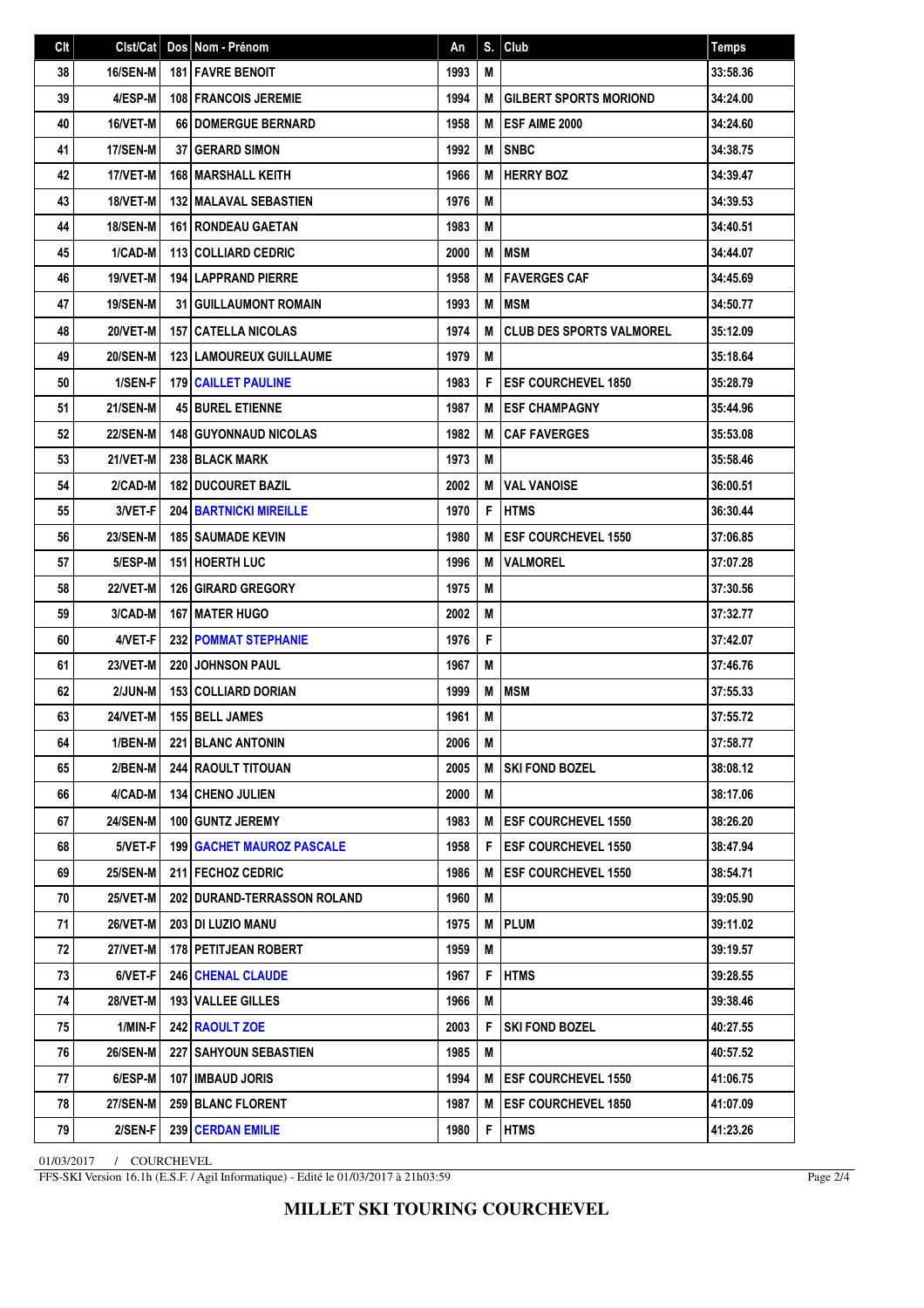| Clt | Clst/Cat | Dos | Nom - Prénom | An | S. | Club | Temps |
|---|---|---|---|---|---|---|---|
| 38 | 16/SEN-M | 181 | FAVRE BENOIT | 1993 | M | | 33:58.36 |
| 39 | 4/ESP-M | 108 | FRANCOIS JEREMIE | 1994 | M | GILBERT SPORTS MORIOND | 34:24.00 |
| 40 | 16/VET-M | 66 | DOMERGUE BERNARD | 1958 | M | ESF AIME 2000 | 34:24.60 |
| 41 | 17/SEN-M | 37 | GERARD SIMON | 1992 | M | SNBC | 34:38.75 |
| 42 | 17/VET-M | 168 | MARSHALL KEITH | 1966 | M | HERRY BOZ | 34:39.47 |
| 43 | 18/VET-M | 132 | MALAVAL SEBASTIEN | 1976 | M | | 34:39.53 |
| 44 | 18/SEN-M | 161 | RONDEAU GAETAN | 1983 | M | | 34:40.51 |
| 45 | 1/CAD-M | 113 | COLLIARD CEDRIC | 2000 | M | MSM | 34:44.07 |
| 46 | 19/VET-M | 194 | LAPPRAND PIERRE | 1958 | M | FAVERGES CAF | 34:45.69 |
| 47 | 19/SEN-M | 31 | GUILLAUMONT ROMAIN | 1993 | M | MSM | 34:50.77 |
| 48 | 20/VET-M | 157 | CATELLA NICOLAS | 1974 | M | CLUB DES SPORTS VALMOREL | 35:12.09 |
| 49 | 20/SEN-M | 123 | LAMOUREUX GUILLAUME | 1979 | M | | 35:18.64 |
| 50 | 1/SEN-F | 179 | CAILLET PAULINE | 1983 | F | ESF COURCHEVEL 1850 | 35:28.79 |
| 51 | 21/SEN-M | 45 | BUREL ETIENNE | 1987 | M | ESF CHAMPAGNY | 35:44.96 |
| 52 | 22/SEN-M | 148 | GUYONNAUD NICOLAS | 1982 | M | CAF FAVERGES | 35:53.08 |
| 53 | 21/VET-M | 238 | BLACK MARK | 1973 | M | | 35:58.46 |
| 54 | 2/CAD-M | 182 | DUCOURET BAZIL | 2002 | M | VAL VANOISE | 36:00.51 |
| 55 | 3/VET-F | 204 | BARTNICKI MIREILLE | 1970 | F | HTMS | 36:30.44 |
| 56 | 23/SEN-M | 185 | SAUMADE KEVIN | 1980 | M | ESF COURCHEVEL 1550 | 37:06.85 |
| 57 | 5/ESP-M | 151 | HOERTH LUC | 1996 | M | VALMOREL | 37:07.28 |
| 58 | 22/VET-M | 126 | GIRARD GREGORY | 1975 | M | | 37:30.56 |
| 59 | 3/CAD-M | 167 | MATER HUGO | 2002 | M | | 37:32.77 |
| 60 | 4/VET-F | 232 | POMMAT STEPHANIE | 1976 | F | | 37:42.07 |
| 61 | 23/VET-M | 220 | JOHNSON PAUL | 1967 | M | | 37:46.76 |
| 62 | 2/JUN-M | 153 | COLLIARD DORIAN | 1999 | M | MSM | 37:55.33 |
| 63 | 24/VET-M | 155 | BELL JAMES | 1961 | M | | 37:55.72 |
| 64 | 1/BEN-M | 221 | BLANC ANTONIN | 2006 | M | | 37:58.77 |
| 65 | 2/BEN-M | 244 | RAOULT TITOUAN | 2005 | M | SKI FOND BOZEL | 38:08.12 |
| 66 | 4/CAD-M | 134 | CHENO JULIEN | 2000 | M | | 38:17.06 |
| 67 | 24/SEN-M | 100 | GUNTZ JEREMY | 1983 | M | ESF COURCHEVEL 1550 | 38:26.20 |
| 68 | 5/VET-F | 199 | GACHET MAUROZ PASCALE | 1958 | F | ESF COURCHEVEL 1550 | 38:47.94 |
| 69 | 25/SEN-M | 211 | FECHOZ CEDRIC | 1986 | M | ESF COURCHEVEL 1550 | 38:54.71 |
| 70 | 25/VET-M | 202 | DURAND-TERRASSON ROLAND | 1960 | M | | 39:05.90 |
| 71 | 26/VET-M | 203 | DI LUZIO MANU | 1975 | M | PLUM | 39:11.02 |
| 72 | 27/VET-M | 178 | PETITJEAN ROBERT | 1959 | M | | 39:19.57 |
| 73 | 6/VET-F | 246 | CHENAL CLAUDE | 1967 | F | HTMS | 39:28.55 |
| 74 | 28/VET-M | 193 | VALLEE GILLES | 1966 | M | | 39:38.46 |
| 75 | 1/MIN-F | 242 | RAOULT ZOE | 2003 | F | SKI FOND BOZEL | 40:27.55 |
| 76 | 26/SEN-M | 227 | SAHYOUN SEBASTIEN | 1985 | M | | 40:57.52 |
| 77 | 6/ESP-M | 107 | IMBAUD JORIS | 1994 | M | ESF COURCHEVEL 1550 | 41:06.75 |
| 78 | 27/SEN-M | 259 | BLANC FLORENT | 1987 | M | ESF COURCHEVEL 1850 | 41:07.09 |
| 79 | 2/SEN-F | 239 | CERDAN EMILIE | 1980 | F | HTMS | 41:23.26 |

01/03/2017 / COURCHEVEL

FFS-SKI Version 16.1h (E.S.F. / Agil Informatique) - Edité le 01/03/2017 à 21h03:59

**MILLET SKI TOURING COURCHEVEL**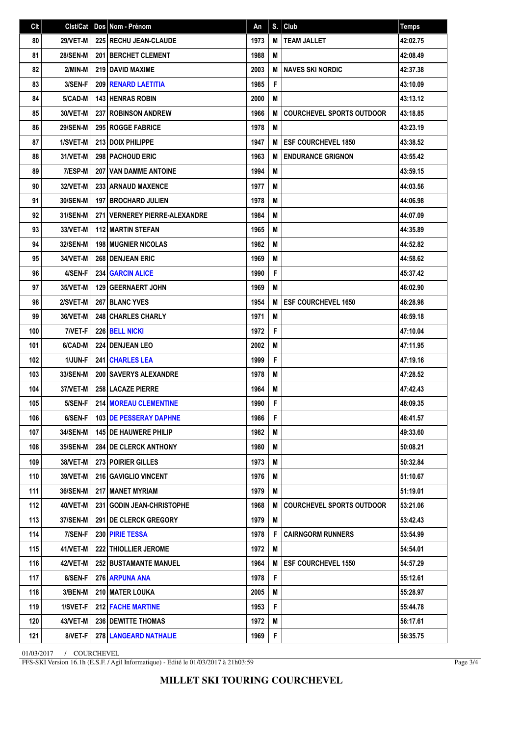| Clt | Clst/Cat | Dos | Nom - Prénom | An | S. | Club | Temps |
|---|---|---|---|---|---|---|---|
| 80 | 29/VET-M | 225 | RECHU JEAN-CLAUDE | 1973 | M | TEAM JALLET | 42:02.75 |
| 81 | 28/SEN-M | 201 | BERCHET CLEMENT | 1988 | M | | 42:08.49 |
| 82 | 2/MIN-M | 219 | DAVID MAXIME | 2003 | M | NAVES SKI NORDIC | 42:37.38 |
| 83 | 3/SEN-F | 209 | RENARD LAETITIA | 1985 | F | | 43:10.09 |
| 84 | 5/CAD-M | 143 | HENRAS ROBIN | 2000 | M | | 43:13.12 |
| 85 | 30/VET-M | 237 | ROBINSON ANDREW | 1966 | M | COURCHEVEL SPORTS OUTDOOR | 43:18.85 |
| 86 | 29/SEN-M | 295 | ROGGE FABRICE | 1978 | M | | 43:23.19 |
| 87 | 1/SVET-M | 213 | DOIX PHILIPPE | 1947 | M | ESF COURCHEVEL 1850 | 43:38.52 |
| 88 | 31/VET-M | 298 | PACHOUD ERIC | 1963 | M | ENDURANCE GRIGNON | 43:55.42 |
| 89 | 7/ESP-M | 207 | VAN DAMME ANTOINE | 1994 | M | | 43:59.15 |
| 90 | 32/VET-M | 233 | ARNAUD MAXENCE | 1977 | M | | 44:03.56 |
| 91 | 30/SEN-M | 197 | BROCHARD JULIEN | 1978 | M | | 44:06.98 |
| 92 | 31/SEN-M | 271 | VERNEREY PIERRE-ALEXANDRE | 1984 | M | | 44:07.09 |
| 93 | 33/VET-M | 112 | MARTIN STEFAN | 1965 | M | | 44:35.89 |
| 94 | 32/SEN-M | 198 | MUGNIER NICOLAS | 1982 | M | | 44:52.82 |
| 95 | 34/VET-M | 268 | DENJEAN ERIC | 1969 | M | | 44:58.62 |
| 96 | 4/SEN-F | 234 | GARCIN ALICE | 1990 | F | | 45:37.42 |
| 97 | 35/VET-M | 129 | GEERNAERT JOHN | 1969 | M | | 46:02.90 |
| 98 | 2/SVET-M | 267 | BLANC YVES | 1954 | M | ESF COURCHEVEL 1650 | 46:28.98 |
| 99 | 36/VET-M | 248 | CHARLES CHARLY | 1971 | M | | 46:59.18 |
| 100 | 7/VET-F | 226 | BELL NICKI | 1972 | F | | 47:10.04 |
| 101 | 6/CAD-M | 224 | DENJEAN LEO | 2002 | M | | 47:11.95 |
| 102 | 1/JUN-F | 241 | CHARLES LEA | 1999 | F | | 47:19.16 |
| 103 | 33/SEN-M | 200 | SAVERYS ALEXANDRE | 1978 | M | | 47:28.52 |
| 104 | 37/VET-M | 258 | LACAZE PIERRE | 1964 | M | | 47:42.43 |
| 105 | 5/SEN-F | 214 | MOREAU CLEMENTINE | 1990 | F | | 48:09.35 |
| 106 | 6/SEN-F | 103 | DE PESSERAY DAPHNE | 1986 | F | | 48:41.57 |
| 107 | 34/SEN-M | 145 | DE HAUWERE PHILIP | 1982 | M | | 49:33.60 |
| 108 | 35/SEN-M | 284 | DE CLERCK ANTHONY | 1980 | M | | 50:08.21 |
| 109 | 38/VET-M | 273 | POIRIER GILLES | 1973 | M | | 50:32.84 |
| 110 | 39/VET-M | 216 | GAVIGLIO VINCENT | 1976 | M | | 51:10.67 |
| 111 | 36/SEN-M | 217 | MANET MYRIAM | 1979 | M | | 51:19.01 |
| 112 | 40/VET-M | 231 | GODIN JEAN-CHRISTOPHE | 1968 | M | COURCHEVEL SPORTS OUTDOOR | 53:21.06 |
| 113 | 37/SEN-M | 291 | DE CLERCK GREGORY | 1979 | M | | 53:42.43 |
| 114 | 7/SEN-F | 230 | PIRIE TESSA | 1978 | F | CAIRNGORM RUNNERS | 53:54.99 |
| 115 | 41/VET-M | 222 | THIOLLIER JEROME | 1972 | M | | 54:54.01 |
| 116 | 42/VET-M | 252 | BUSTAMANTE MANUEL | 1964 | M | ESF COURCHEVEL 1550 | 54:57.29 |
| 117 | 8/SEN-F | 276 | ARPUNA ANA | 1978 | F | | 55:12.61 |
| 118 | 3/BEN-M | 210 | MATER LOUKA | 2005 | M | | 55:28.97 |
| 119 | 1/SVET-F | 212 | FACHE MARTINE | 1953 | F | | 55:44.78 |
| 120 | 43/VET-M | 236 | DEWITTE THOMAS | 1972 | M | | 56:17.61 |
| 121 | 8/VET-F | 278 | LANGEARD NATHALIE | 1969 | F | | 56:35.75 |

01/03/2017 / COURCHEVEL

FFS-SKI Version 16.1h (E.S.F. / Agil Informatique) - Edité le 01/03/2017 à 21h03:59

**MILLET SKI TOURING COURCHEVEL**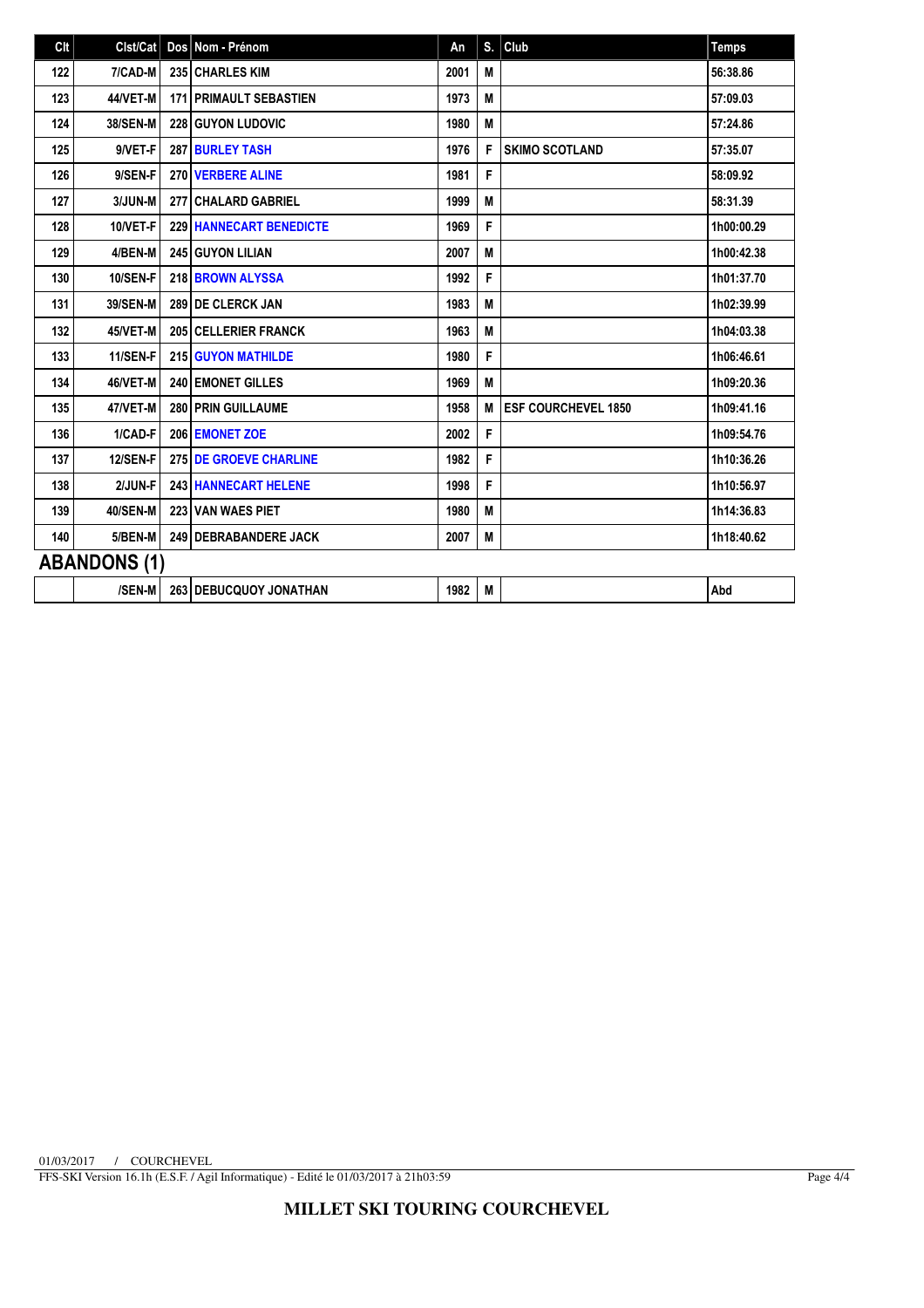| Clt | Clst/Cat | Dos | Nom - Prénom | An | S. | Club | Temps |
|---|---|---|---|---|---|---|---|
| 122 | 7/CAD-M | 235 | CHARLES KIM | 2001 | M | | 56:38.86 |
| 123 | 44/VET-M | 171 | PRIMAULT SEBASTIEN | 1973 | M | | 57:09.03 |
| 124 | 38/SEN-M | 228 | GUYON LUDOVIC | 1980 | M | | 57:24.86 |
| 125 | 9/VET-F | 287 | BURLEY TASH | 1976 | F | SKIMO SCOTLAND | 57:35.07 |
| 126 | 9/SEN-F | 270 | VERBERE ALINE | 1981 | F | | 58:09.92 |
| 127 | 3/JUN-M | 277 | CHALARD GABRIEL | 1999 | M | | 58:31.39 |
| 128 | 10/VET-F | 229 | HANNECART BENEDICTE | 1969 | F | | 1h00:00.29 |
| 129 | 4/BEN-M | 245 | GUYON LILIAN | 2007 | M | | 1h00:42.38 |
| 130 | 10/SEN-F | 218 | BROWN ALYSSA | 1992 | F | | 1h01:37.70 |
| 131 | 39/SEN-M | 289 | DE CLERCK JAN | 1983 | M | | 1h02:39.99 |
| 132 | 45/VET-M | 205 | CELLERIER FRANCK | 1963 | M | | 1h04:03.38 |
| 133 | 11/SEN-F | 215 | GUYON MATHILDE | 1980 | F | | 1h06:46.61 |
| 134 | 46/VET-M | 240 | EMONET GILLES | 1969 | M | | 1h09:20.36 |
| 135 | 47/VET-M | 280 | PRIN GUILLAUME | 1958 | M | ESF COURCHEVEL 1850 | 1h09:41.16 |
| 136 | 1/CAD-F | 206 | EMONET ZOE | 2002 | F | | 1h09:54.76 |
| 137 | 12/SEN-F | 275 | DE GROEVE CHARLINE | 1982 | F | | 1h10:36.26 |
| 138 | 2/JUN-F | 243 | HANNECART HELENE | 1998 | F | | 1h10:56.97 |
| 139 | 40/SEN-M | 223 | VAN WAES PIET | 1980 | M | | 1h14:36.83 |
| 140 | 5/BEN-M | 249 | DEBRABANDERE JACK | 2007 | M | | 1h18:40.62 |

## ABANDONS (1)

| | | | | | | | |
|---|---|---|---|---|---|---|---|
| | /SEN-M | 263 | DEBUCQUOY JONATHAN | 1982 | M | | Abd |

01/03/2017 / COURCHEVEL

FFS-SKI Version 16.1h (E.S.F. / Agil Informatique) - Edité le 01/03/2017 à 21h03:59

**MILLET SKI TOURING COURCHEVEL**